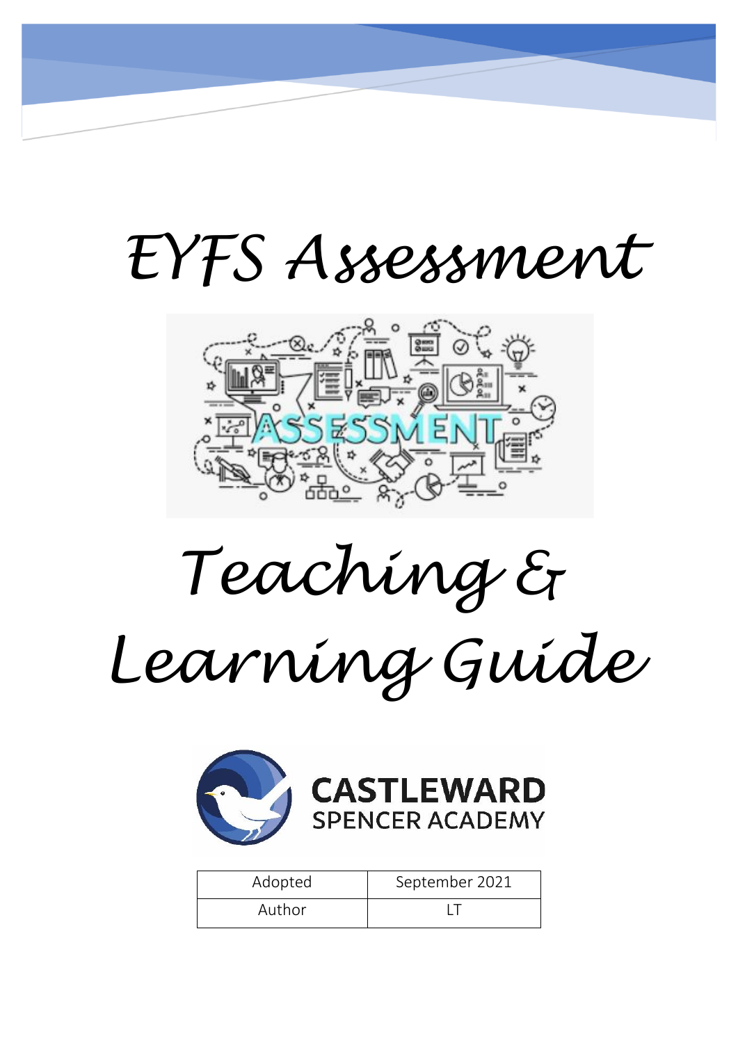# EYFS Assessment

# Teaching & Learning Guide

CASTLEWARD SPENCER ACADEMY

| Adopted | September 2021 |
| --- | --- |
| Author | LT |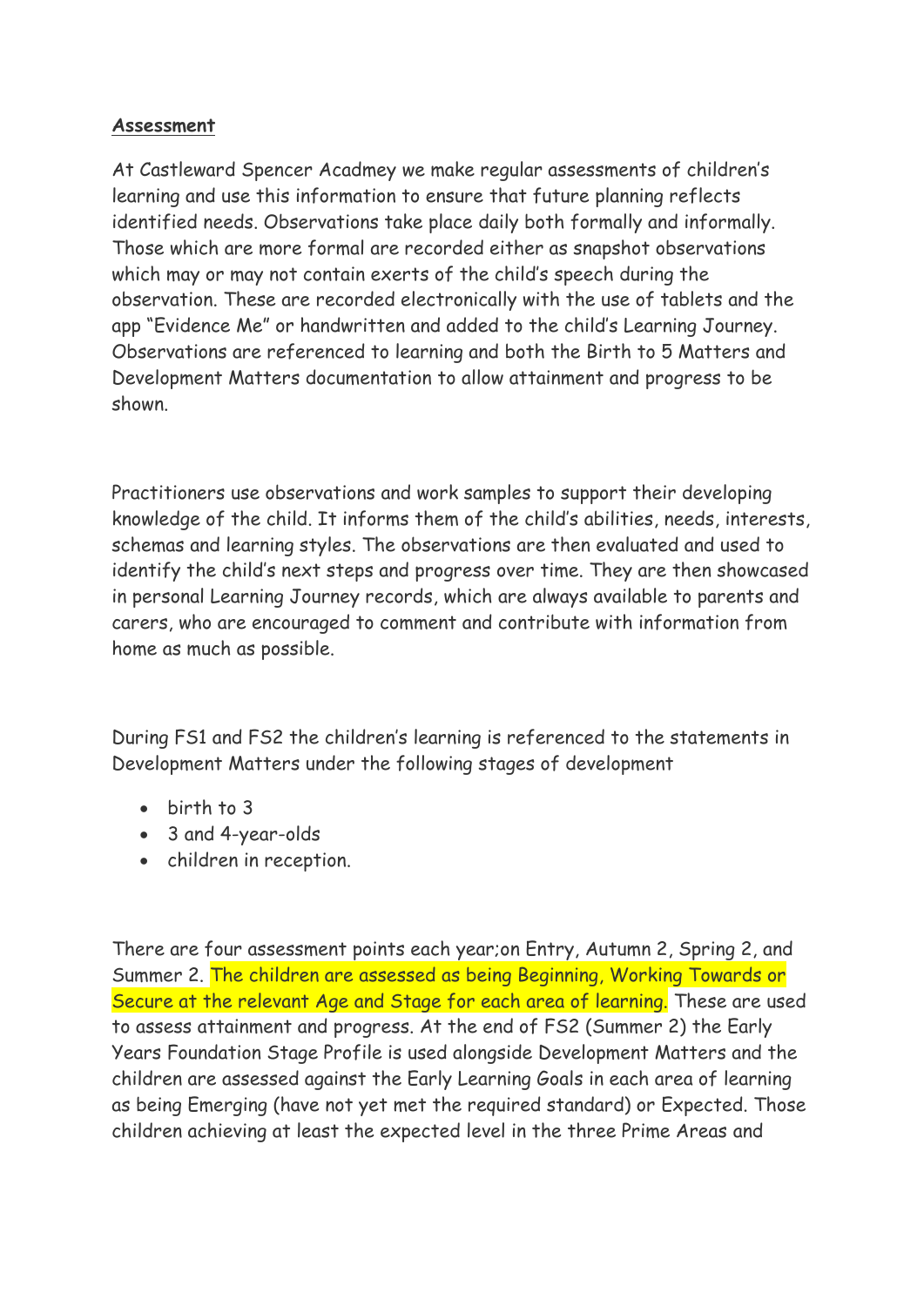**Assessment**

At Castleward Spencer Acadmey we make regular assessments of children's learning and use this information to ensure that future planning reflects identified needs. Observations take place daily both formally and informally. Those which are more formal are recorded either as snapshot observations which may or may not contain exerts of the child's speech during the observation. These are recorded electronically with the use of tablets and the app "Evidence Me" or handwritten and added to the child's Learning Journey. Observations are referenced to learning and both the Birth to 5 Matters and Development Matters documentation to allow attainment and progress to be shown.

Practitioners use observations and work samples to support their developing knowledge of the child. It informs them of the child's abilities, needs, interests, schemas and learning styles. The observations are then evaluated and used to identify the child's next steps and progress over time. They are then showcased in personal Learning Journey records, which are always available to parents and carers, who are encouraged to comment and contribute with information from home as much as possible.

During FS1 and FS2 the children's learning is referenced to the statements in Development Matters under the following stages of development

- birth to 3
- 3 and 4-year-olds
- children in reception.

There are four assessment points each year;on Entry, Autumn 2, Spring 2, and Summer 2. The children are assessed as being Beginning, Working Towards or Secure at the relevant Age and Stage for each area of learning. These are used to assess attainment and progress. At the end of FS2 (Summer 2) the Early Years Foundation Stage Profile is used alongside Development Matters and the children are assessed against the Early Learning Goals in each area of learning as being Emerging (have not yet met the required standard) or Expected. Those children achieving at least the expected level in the three Prime Areas and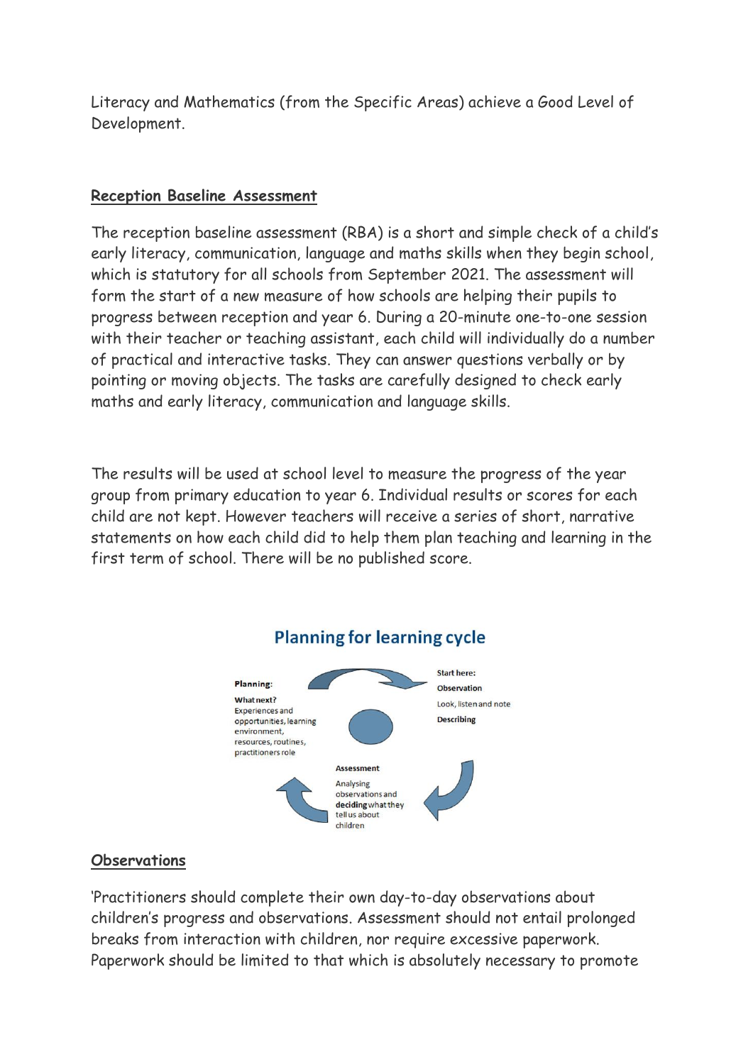Literacy and Mathematics (from the Specific Areas) achieve a Good Level of Development.

**Reception Baseline Assessment**

The reception baseline assessment (RBA) is a short and simple check of a child's early literacy, communication, language and maths skills when they begin school, which is statutory for all schools from September 2021. The assessment will form the start of a new measure of how schools are helping their pupils to progress between reception and year 6. During a 20-minute one-to-one session with their teacher or teaching assistant, each child will individually do a number of practical and interactive tasks. They can answer questions verbally or by pointing or moving objects. The tasks are carefully designed to check early maths and early literacy, communication and language skills.

The results will be used at school level to measure the progress of the year group from primary education to year 6. Individual results or scores for each child are not kept. However teachers will receive a series of short, narrative statements on how each child did to help them plan teaching and learning in the first term of school. There will be no published score.

## Planning for learning cycle

**Planning:**
**What next?**
Experiences and opportunities, learning environment, resources, routines, practitioners role

Start here:
**Observation**
Look, listen and note
**Describing**

**Assessment**
Analysing observations and **deciding** what they tell us about children

**Observations**

'Practitioners should complete their own day-to-day observations about children's progress and observations. Assessment should not entail prolonged breaks from interaction with children, nor require excessive paperwork. Paperwork should be limited to that which is absolutely necessary to promote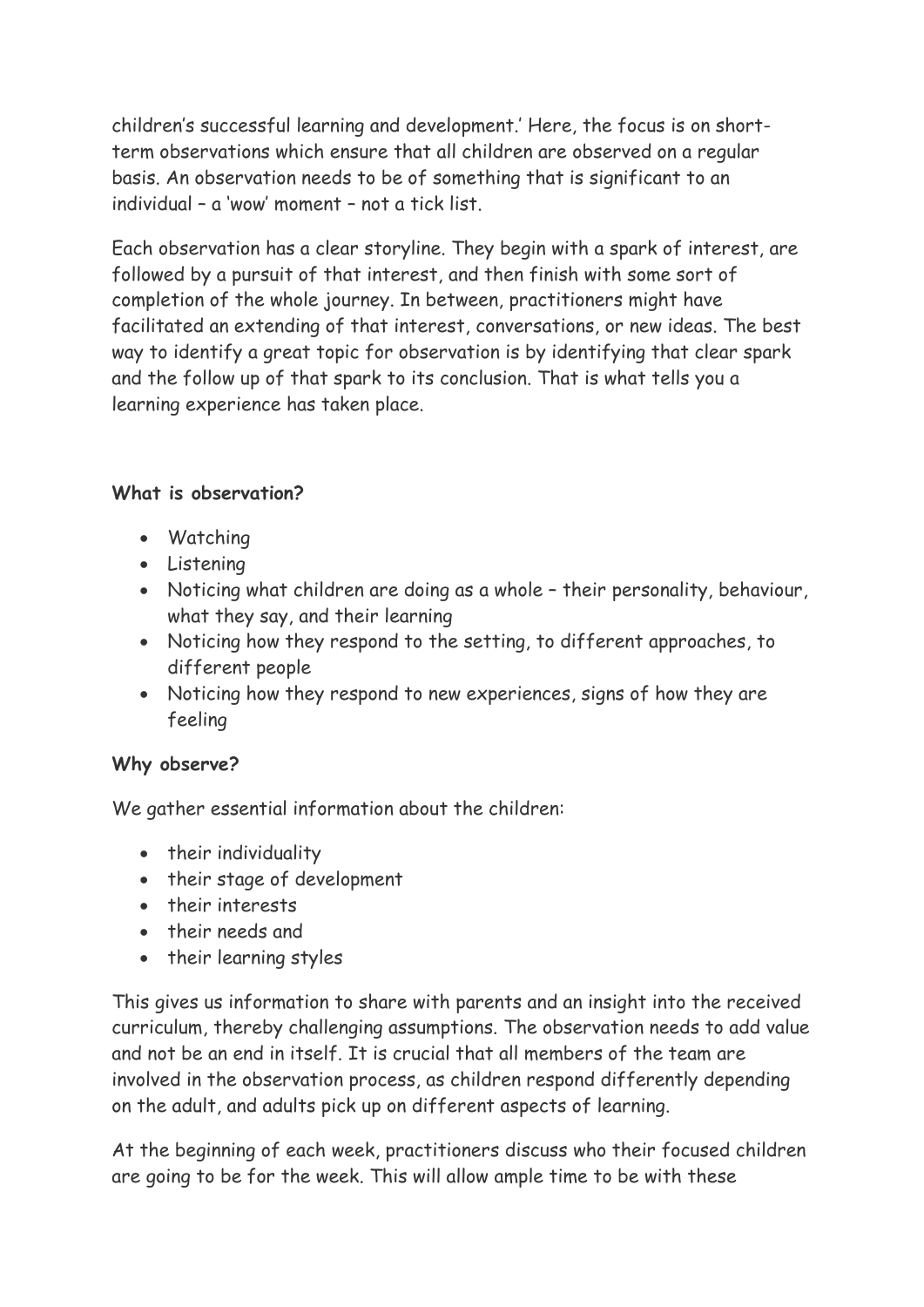children's successful learning and development.' Here, the focus is on short-term observations which ensure that all children are observed on a regular basis. An observation needs to be of something that is significant to an individual – a 'wow' moment – not a tick list.

Each observation has a clear storyline. They begin with a spark of interest, are followed by a pursuit of that interest, and then finish with some sort of completion of the whole journey. In between, practitioners might have facilitated an extending of that interest, conversations, or new ideas. The best way to identify a great topic for observation is by identifying that clear spark and the follow up of that spark to its conclusion. That is what tells you a learning experience has taken place.

**What is observation?**

- Watching
- Listening
- Noticing what children are doing as a whole – their personality, behaviour, what they say, and their learning
- Noticing how they respond to the setting, to different approaches, to different people
- Noticing how they respond to new experiences, signs of how they are feeling

**Why observe?**

We gather essential information about the children:

- their individuality
- their stage of development
- their interests
- their needs and
- their learning styles

This gives us information to share with parents and an insight into the received curriculum, thereby challenging assumptions. The observation needs to add value and not be an end in itself. It is crucial that all members of the team are involved in the observation process, as children respond differently depending on the adult, and adults pick up on different aspects of learning.

At the beginning of each week, practitioners discuss who their focused children are going to be for the week. This will allow ample time to be with these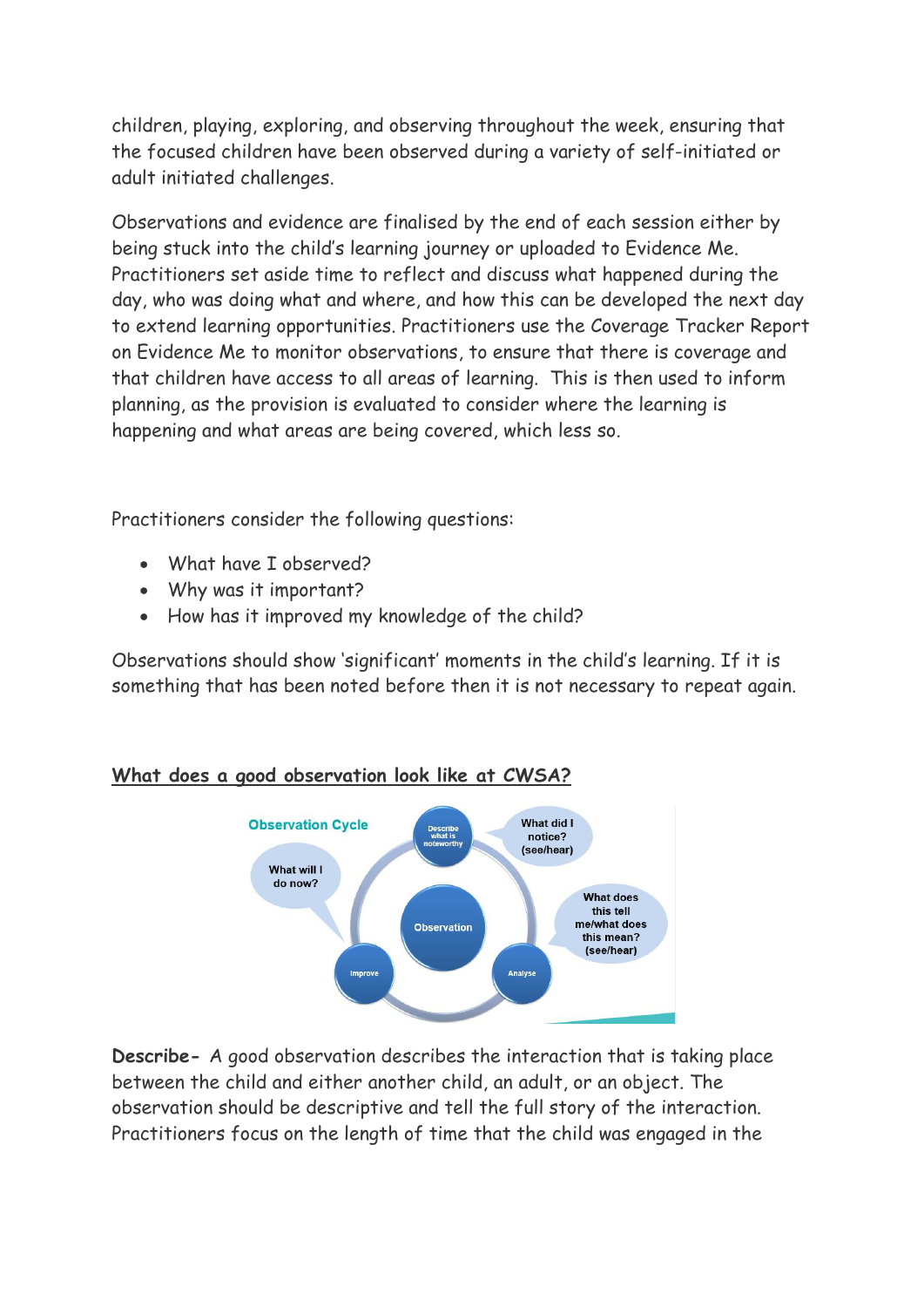children, playing, exploring, and observing throughout the week, ensuring that the focused children have been observed during a variety of self-initiated or adult initiated challenges.

Observations and evidence are finalised by the end of each session either by being stuck into the child's learning journey or uploaded to Evidence Me. Practitioners set aside time to reflect and discuss what happened during the day, who was doing what and where, and how this can be developed the next day to extend learning opportunities. Practitioners use the Coverage Tracker Report on Evidence Me to monitor observations, to ensure that there is coverage and that children have access to all areas of learning. This is then used to inform planning, as the provision is evaluated to consider where the learning is happening and what areas are being covered, which less so.

Practitioners consider the following questions:

- What have I observed?
- Why was it important?
- How has it improved my knowledge of the child?

Observations should show 'significant' moments in the child's learning. If it is something that has been noted before then it is not necessary to repeat again.

## What does a good observation look like at CWSA?

Observation Cycle

Observation

Describe what is noteworthy — What did I notice? (see/hear)

Analyse — What does this tell me/what does this mean? (see/hear)

Improve — What will I do now?

**Describe-** A good observation describes the interaction that is taking place between the child and either another child, an adult, or an object. The observation should be descriptive and tell the full story of the interaction. Practitioners focus on the length of time that the child was engaged in the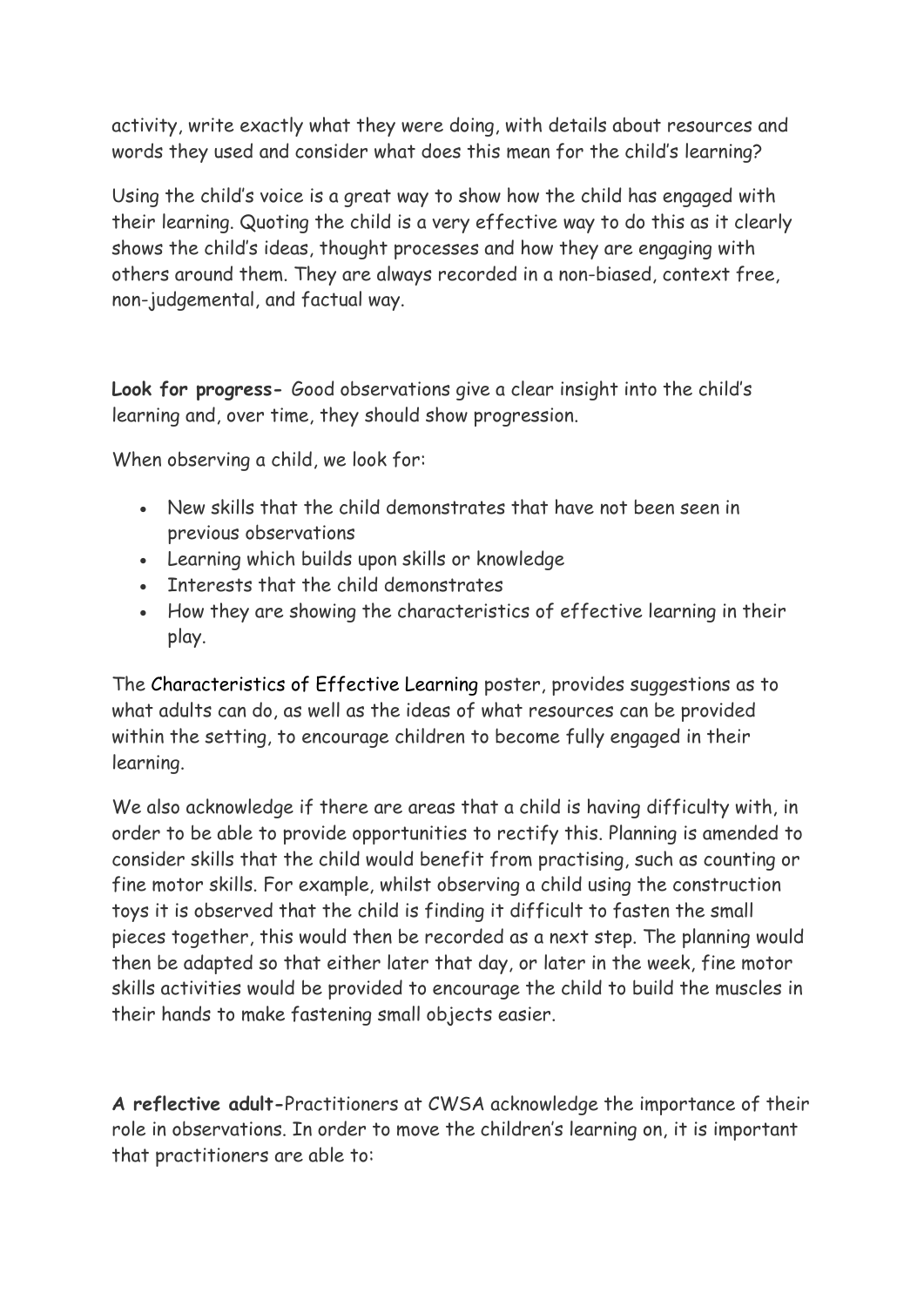activity, write exactly what they were doing, with details about resources and words they used and consider what does this mean for the child's learning?

Using the child's voice is a great way to show how the child has engaged with their learning. Quoting the child is a very effective way to do this as it clearly shows the child's ideas, thought processes and how they are engaging with others around them. They are always recorded in a non-biased, context free, non-judgemental, and factual way.

**Look for progress-** Good observations give a clear insight into the child's learning and, over time, they should show progression.

When observing a child, we look for:

- New skills that the child demonstrates that have not been seen in previous observations
- Learning which builds upon skills or knowledge
- Interests that the child demonstrates
- How they are showing the characteristics of effective learning in their play.

The Characteristics of Effective Learning poster, provides suggestions as to what adults can do, as well as the ideas of what resources can be provided within the setting, to encourage children to become fully engaged in their learning.

We also acknowledge if there are areas that a child is having difficulty with, in order to be able to provide opportunities to rectify this. Planning is amended to consider skills that the child would benefit from practising, such as counting or fine motor skills. For example, whilst observing a child using the construction toys it is observed that the child is finding it difficult to fasten the small pieces together, this would then be recorded as a next step. The planning would then be adapted so that either later that day, or later in the week, fine motor skills activities would be provided to encourage the child to build the muscles in their hands to make fastening small objects easier.

**A reflective adult-**Practitioners at CWSA acknowledge the importance of their role in observations. In order to move the children's learning on, it is important that practitioners are able to: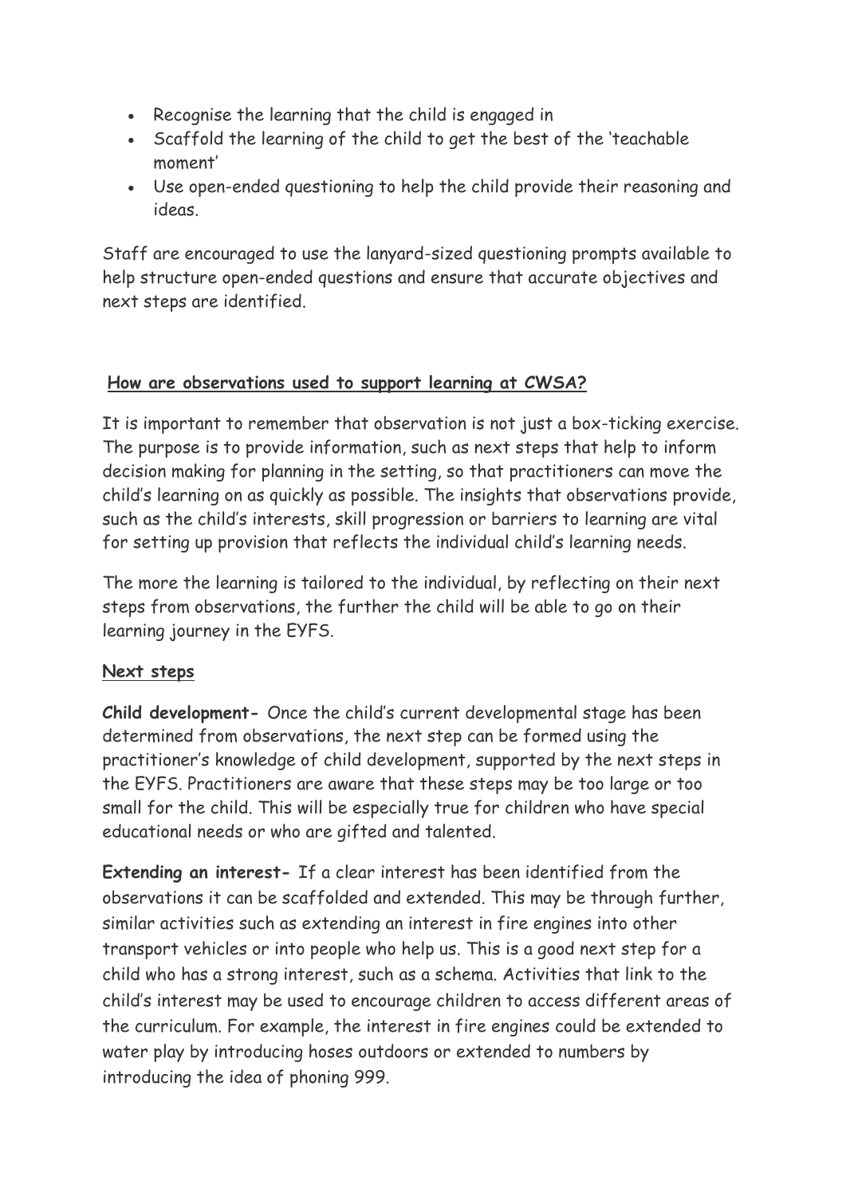- Recognise the learning that the child is engaged in
- Scaffold the learning of the child to get the best of the 'teachable moment'
- Use open-ended questioning to help the child provide their reasoning and ideas.

Staff are encouraged to use the lanyard-sized questioning prompts available to help structure open-ended questions and ensure that accurate objectives and next steps are identified.

**How are observations used to support learning at CWSA?**

It is important to remember that observation is not just a box-ticking exercise. The purpose is to provide information, such as next steps that help to inform decision making for planning in the setting, so that practitioners can move the child's learning on as quickly as possible. The insights that observations provide, such as the child's interests, skill progression or barriers to learning are vital for setting up provision that reflects the individual child's learning needs.

The more the learning is tailored to the individual, by reflecting on their next steps from observations, the further the child will be able to go on their learning journey in the EYFS.

**Next steps**

**Child development-** Once the child's current developmental stage has been determined from observations, the next step can be formed using the practitioner's knowledge of child development, supported by the next steps in the EYFS. Practitioners are aware that these steps may be too large or too small for the child. This will be especially true for children who have special educational needs or who are gifted and talented.

**Extending an interest-** If a clear interest has been identified from the observations it can be scaffolded and extended. This may be through further, similar activities such as extending an interest in fire engines into other transport vehicles or into people who help us. This is a good next step for a child who has a strong interest, such as a schema. Activities that link to the child's interest may be used to encourage children to access different areas of the curriculum. For example, the interest in fire engines could be extended to water play by introducing hoses outdoors or extended to numbers by introducing the idea of phoning 999.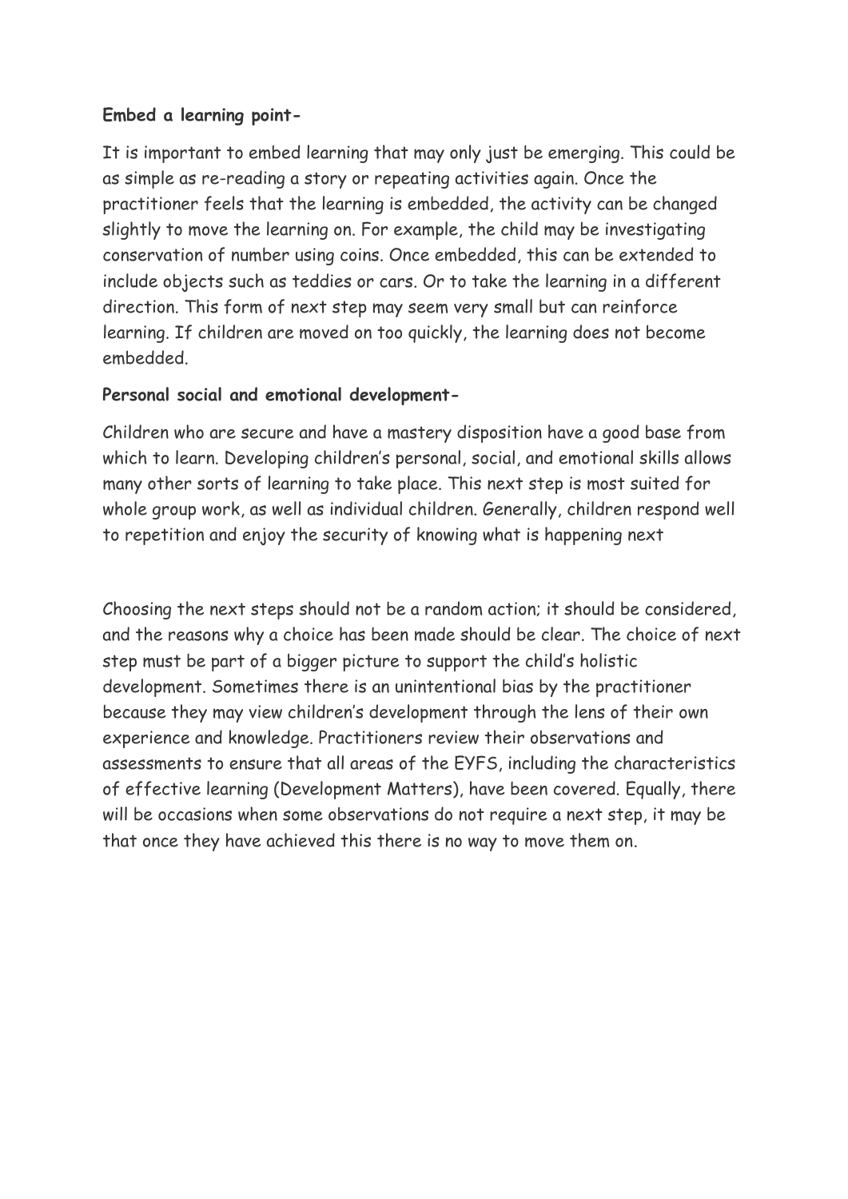**Embed a learning point-**

It is important to embed learning that may only just be emerging. This could be as simple as re-reading a story or repeating activities again. Once the practitioner feels that the learning is embedded, the activity can be changed slightly to move the learning on. For example, the child may be investigating conservation of number using coins. Once embedded, this can be extended to include objects such as teddies or cars. Or to take the learning in a different direction. This form of next step may seem very small but can reinforce learning. If children are moved on too quickly, the learning does not become embedded.

**Personal social and emotional development-**

Children who are secure and have a mastery disposition have a good base from which to learn. Developing children's personal, social, and emotional skills allows many other sorts of learning to take place. This next step is most suited for whole group work, as well as individual children. Generally, children respond well to repetition and enjoy the security of knowing what is happening next

Choosing the next steps should not be a random action; it should be considered, and the reasons why a choice has been made should be clear. The choice of next step must be part of a bigger picture to support the child's holistic development. Sometimes there is an unintentional bias by the practitioner because they may view children's development through the lens of their own experience and knowledge. Practitioners review their observations and assessments to ensure that all areas of the EYFS, including the characteristics of effective learning (Development Matters), have been covered. Equally, there will be occasions when some observations do not require a next step, it may be that once they have achieved this there is no way to move them on.